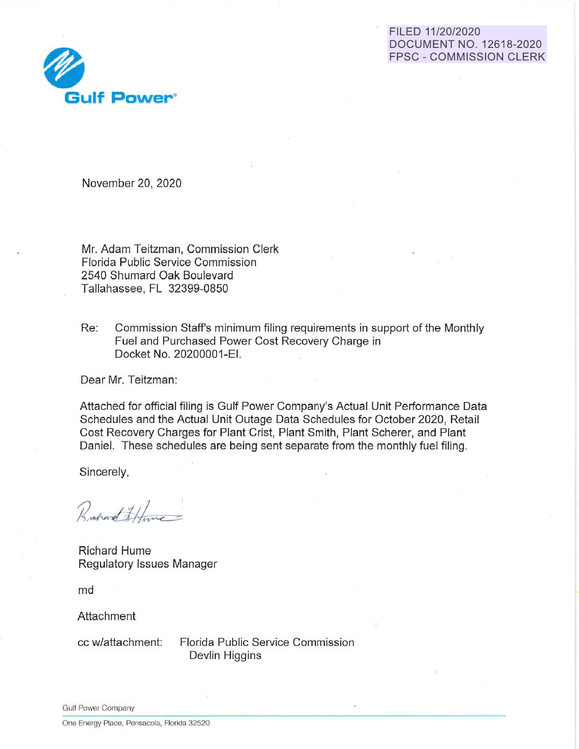FILED 11/20/2020
DOCUMENT NO. 12618-2020
FPSC - COMMISSION CLERK

Gulf Power®

November 20, 2020

Mr. Adam Teitzman, Commission Clerk
Florida Public Service Commission
2540 Shumard Oak Boulevard
Tallahassee, FL 32399-0850

Re: Commission Staff's minimum filing requirements in support of the Monthly Fuel and Purchased Power Cost Recovery Charge in Docket No. 20200001-EI.

Dear Mr. Teitzman:

Attached for official filing is Gulf Power Company's Actual Unit Performance Data Schedules and the Actual Unit Outage Data Schedules for October 2020, Retail Cost Recovery Charges for Plant Crist, Plant Smith, Plant Scherer, and Plant Daniel. These schedules are being sent separate from the monthly fuel filing.

Sincerely,

Richard Hume
Regulatory Issues Manager

md

Attachment

cc w/attachment: Florida Public Service Commission
Devlin Higgins

Gulf Power Company
One Energy Place, Pensacola, Florida 32520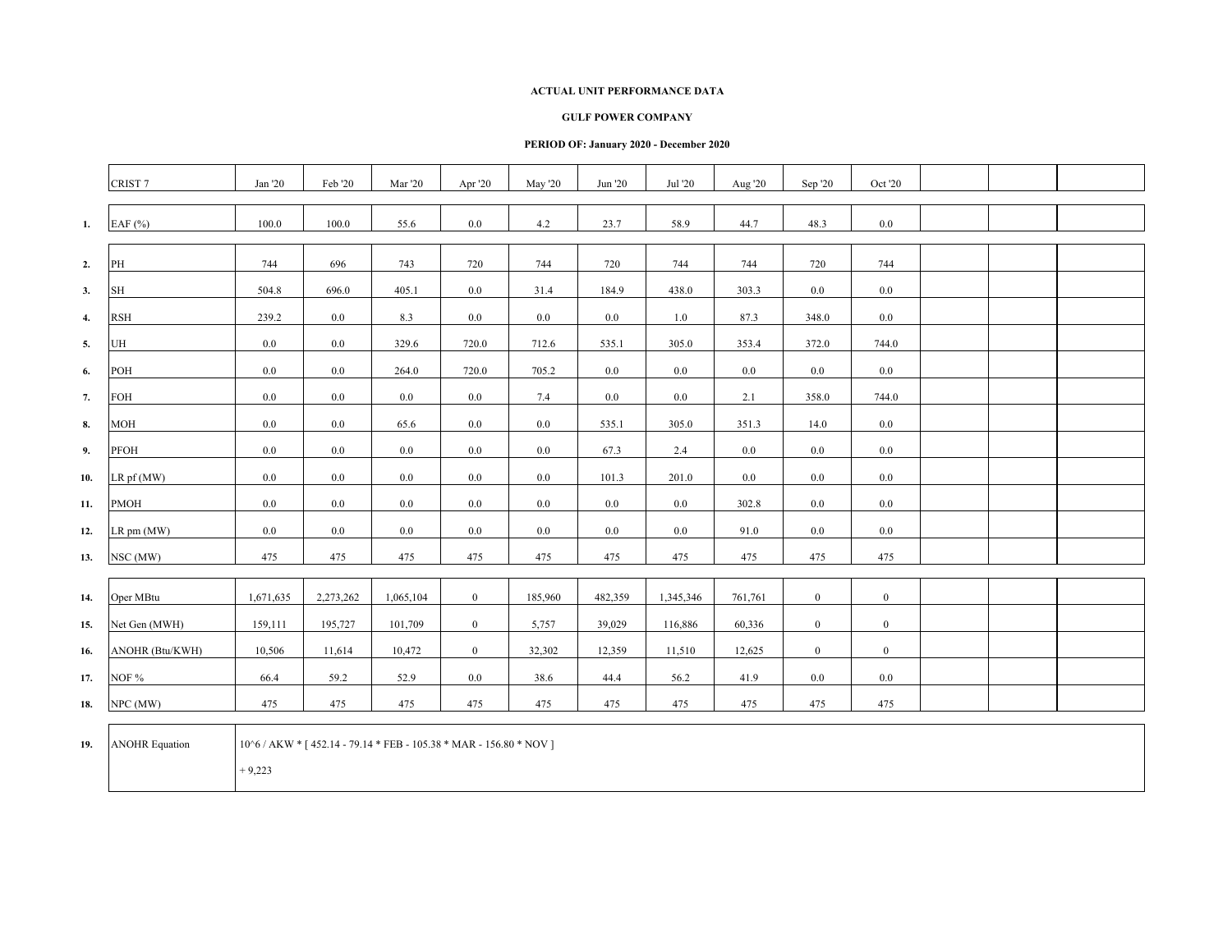**ACTUAL UNIT PERFORMANCE DATA**

**GULF POWER COMPANY**

**PERIOD OF: January 2020 - December 2020**

| | CRIST 7 | Jan '20 | Feb '20 | Mar '20 | Apr '20 | May '20 | Jun '20 | Jul '20 | Aug '20 | Sep '20 | Oct '20 | | | |
|---|---|---|---|---|---|---|---|---|---|---|---|---|---|---|
| **1.** | EAF (%) | 100.0 | 100.0 | 55.6 | 0.0 | 4.2 | 23.7 | 58.9 | 44.7 | 48.3 | 0.0 | | | |
| **2.** | PH | 744 | 696 | 743 | 720 | 744 | 720 | 744 | 744 | 720 | 744 | | | |
| **3.** | SH | 504.8 | 696.0 | 405.1 | 0.0 | 31.4 | 184.9 | 438.0 | 303.3 | 0.0 | 0.0 | | | |
| **4.** | RSH | 239.2 | 0.0 | 8.3 | 0.0 | 0.0 | 0.0 | 1.0 | 87.3 | 348.0 | 0.0 | | | |
| **5.** | UH | 0.0 | 0.0 | 329.6 | 720.0 | 712.6 | 535.1 | 305.0 | 353.4 | 372.0 | 744.0 | | | |
| **6.** | POH | 0.0 | 0.0 | 264.0 | 720.0 | 705.2 | 0.0 | 0.0 | 0.0 | 0.0 | 0.0 | | | |
| **7.** | FOH | 0.0 | 0.0 | 0.0 | 0.0 | 7.4 | 0.0 | 0.0 | 2.1 | 358.0 | 744.0 | | | |
| **8.** | MOH | 0.0 | 0.0 | 65.6 | 0.0 | 0.0 | 535.1 | 305.0 | 351.3 | 14.0 | 0.0 | | | |
| **9.** | PFOH | 0.0 | 0.0 | 0.0 | 0.0 | 0.0 | 67.3 | 2.4 | 0.0 | 0.0 | 0.0 | | | |
| **10.** | LR pf (MW) | 0.0 | 0.0 | 0.0 | 0.0 | 0.0 | 101.3 | 201.0 | 0.0 | 0.0 | 0.0 | | | |
| **11.** | PMOH | 0.0 | 0.0 | 0.0 | 0.0 | 0.0 | 0.0 | 0.0 | 302.8 | 0.0 | 0.0 | | | |
| **12.** | LR pm (MW) | 0.0 | 0.0 | 0.0 | 0.0 | 0.0 | 0.0 | 0.0 | 91.0 | 0.0 | 0.0 | | | |
| **13.** | NSC (MW) | 475 | 475 | 475 | 475 | 475 | 475 | 475 | 475 | 475 | 475 | | | |
| **14.** | Oper MBtu | 1,671,635 | 2,273,262 | 1,065,104 | 0 | 185,960 | 482,359 | 1,345,346 | 761,761 | 0 | 0 | | | |
| **15.** | Net Gen (MWH) | 159,111 | 195,727 | 101,709 | 0 | 5,757 | 39,029 | 116,886 | 60,336 | 0 | 0 | | | |
| **16.** | ANOHR (Btu/KWH) | 10,506 | 11,614 | 10,472 | 0 | 32,302 | 12,359 | 11,510 | 12,625 | 0 | 0 | | | |
| **17.** | NOF % | 66.4 | 59.2 | 52.9 | 0.0 | 38.6 | 44.4 | 56.2 | 41.9 | 0.0 | 0.0 | | | |
| **18.** | NPC (MW) | 475 | 475 | 475 | 475 | 475 | 475 | 475 | 475 | 475 | 475 | | | |
| **19.** | ANOHR Equation | 10^6 / AKW * [ 452.14 - 79.14 * FEB - 105.38 * MAR - 156.80 * NOV ] + 9,223 | | | | | | | | | | | | |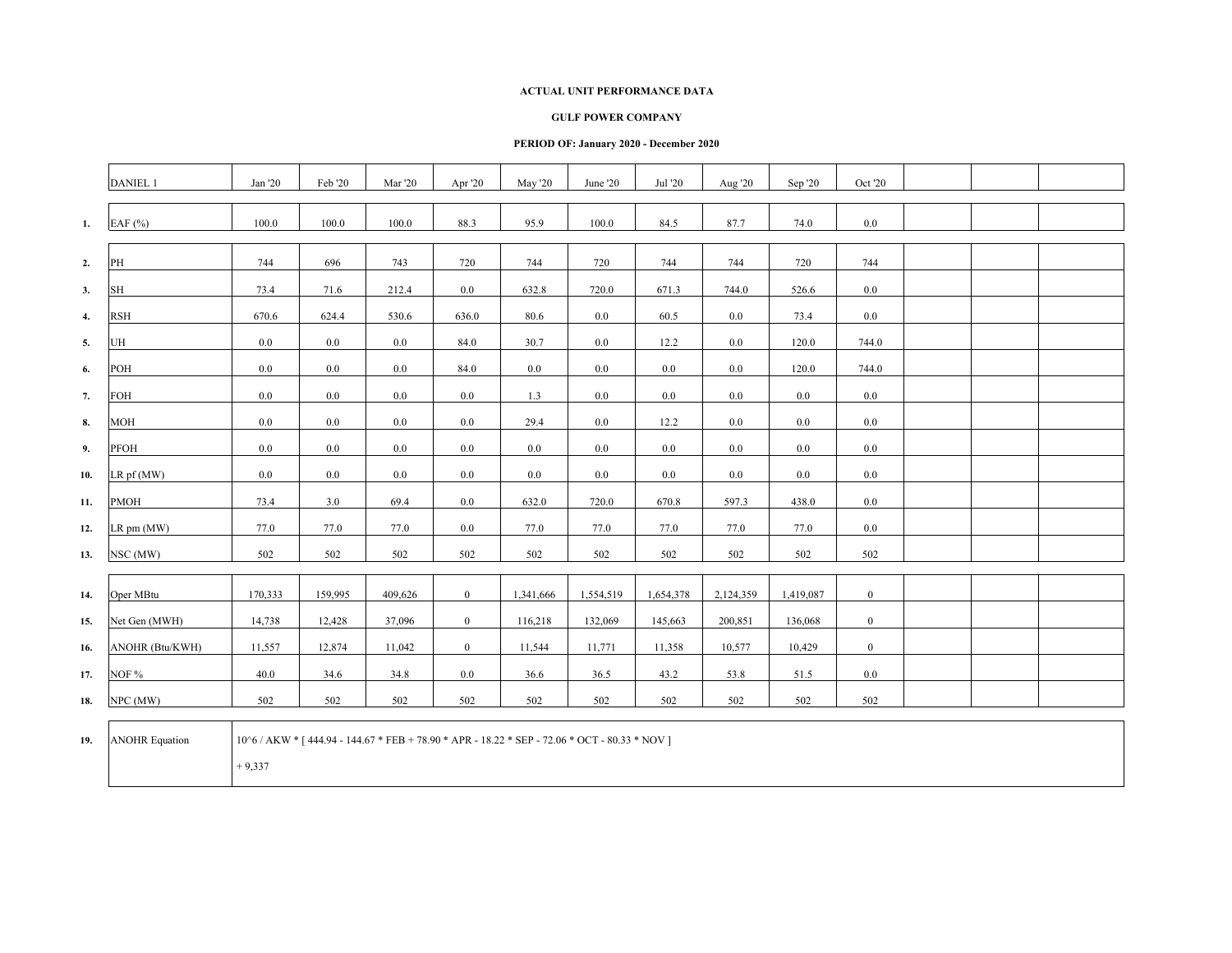**ACTUAL UNIT PERFORMANCE DATA**

**GULF POWER COMPANY**

**PERIOD OF: January 2020 - December 2020**

| | DANIEL 1 | Jan '20 | Feb '20 | Mar '20 | Apr '20 | May '20 | June '20 | Jul '20 | Aug '20 | Sep '20 | Oct '20 | | | |
|---|---|---|---|---|---|---|---|---|---|---|---|---|---|---|
| 1. | EAF (%) | 100.0 | 100.0 | 100.0 | 88.3 | 95.9 | 100.0 | 84.5 | 87.7 | 74.0 | 0.0 | | | |
| 2. | PH | 744 | 696 | 743 | 720 | 744 | 720 | 744 | 744 | 720 | 744 | | | |
| 3. | SH | 73.4 | 71.6 | 212.4 | 0.0 | 632.8 | 720.0 | 671.3 | 744.0 | 526.6 | 0.0 | | | |
| 4. | RSH | 670.6 | 624.4 | 530.6 | 636.0 | 80.6 | 0.0 | 60.5 | 0.0 | 73.4 | 0.0 | | | |
| 5. | UH | 0.0 | 0.0 | 0.0 | 84.0 | 30.7 | 0.0 | 12.2 | 0.0 | 120.0 | 744.0 | | | |
| 6. | POH | 0.0 | 0.0 | 0.0 | 84.0 | 0.0 | 0.0 | 0.0 | 0.0 | 120.0 | 744.0 | | | |
| 7. | FOH | 0.0 | 0.0 | 0.0 | 0.0 | 1.3 | 0.0 | 0.0 | 0.0 | 0.0 | 0.0 | | | |
| 8. | MOH | 0.0 | 0.0 | 0.0 | 0.0 | 29.4 | 0.0 | 12.2 | 0.0 | 0.0 | 0.0 | | | |
| 9. | PFOH | 0.0 | 0.0 | 0.0 | 0.0 | 0.0 | 0.0 | 0.0 | 0.0 | 0.0 | 0.0 | | | |
| 10. | LR pf (MW) | 0.0 | 0.0 | 0.0 | 0.0 | 0.0 | 0.0 | 0.0 | 0.0 | 0.0 | 0.0 | | | |
| 11. | PMOH | 73.4 | 3.0 | 69.4 | 0.0 | 632.0 | 720.0 | 670.8 | 597.3 | 438.0 | 0.0 | | | |
| 12. | LR pm (MW) | 77.0 | 77.0 | 77.0 | 0.0 | 77.0 | 77.0 | 77.0 | 77.0 | 77.0 | 0.0 | | | |
| 13. | NSC (MW) | 502 | 502 | 502 | 502 | 502 | 502 | 502 | 502 | 502 | 502 | | | |
| 14. | Oper MBtu | 170,333 | 159,995 | 409,626 | 0 | 1,341,666 | 1,554,519 | 1,654,378 | 2,124,359 | 1,419,087 | 0 | | | |
| 15. | Net Gen (MWH) | 14,738 | 12,428 | 37,096 | 0 | 116,218 | 132,069 | 145,663 | 200,851 | 136,068 | 0 | | | |
| 16. | ANOHR (Btu/KWH) | 11,557 | 12,874 | 11,042 | 0 | 11,544 | 11,771 | 11,358 | 10,577 | 10,429 | 0 | | | |
| 17. | NOF % | 40.0 | 34.6 | 34.8 | 0.0 | 36.6 | 36.5 | 43.2 | 53.8 | 51.5 | 0.0 | | | |
| 18. | NPC (MW) | 502 | 502 | 502 | 502 | 502 | 502 | 502 | 502 | 502 | 502 | | | |
| 19. | ANOHR Equation | 10^6 / AKW * [ 444.94 - 144.67 * FEB + 78.90 * APR - 18.22 * SEP - 72.06 * OCT - 80.33 * NOV ] + 9,337 | | | | | | | | | | | | |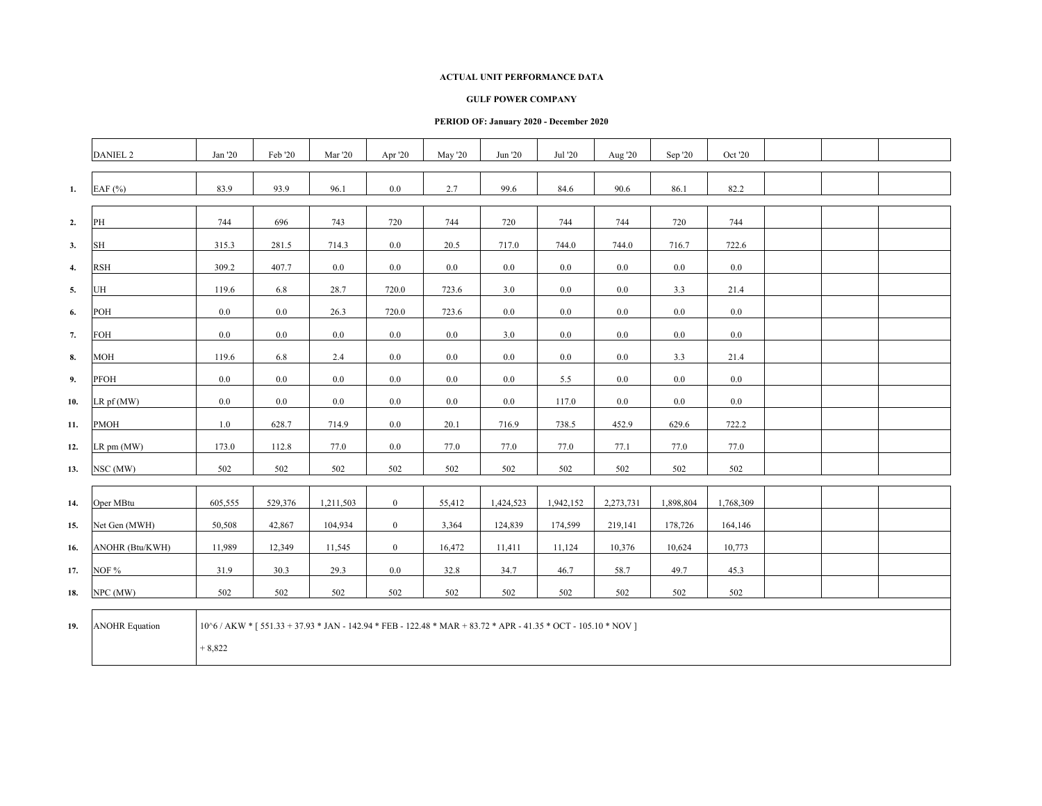**ACTUAL UNIT PERFORMANCE DATA**

**GULF POWER COMPANY**

**PERIOD OF: January 2020 - December 2020**

| | DANIEL 2 | Jan '20 | Feb '20 | Mar '20 | Apr '20 | May '20 | Jun '20 | Jul '20 | Aug '20 | Sep '20 | Oct '20 | | | |
|---|---|---|---|---|---|---|---|---|---|---|---|---|---|---|
| 1. | EAF (%) | 83.9 | 93.9 | 96.1 | 0.0 | 2.7 | 99.6 | 84.6 | 90.6 | 86.1 | 82.2 | | | |
| 2. | PH | 744 | 696 | 743 | 720 | 744 | 720 | 744 | 744 | 720 | 744 | | | |
| 3. | SH | 315.3 | 281.5 | 714.3 | 0.0 | 20.5 | 717.0 | 744.0 | 744.0 | 716.7 | 722.6 | | | |
| 4. | RSH | 309.2 | 407.7 | 0.0 | 0.0 | 0.0 | 0.0 | 0.0 | 0.0 | 0.0 | 0.0 | | | |
| 5. | UH | 119.6 | 6.8 | 28.7 | 720.0 | 723.6 | 3.0 | 0.0 | 0.0 | 3.3 | 21.4 | | | |
| 6. | POH | 0.0 | 0.0 | 26.3 | 720.0 | 723.6 | 0.0 | 0.0 | 0.0 | 0.0 | 0.0 | | | |
| 7. | FOH | 0.0 | 0.0 | 0.0 | 0.0 | 0.0 | 3.0 | 0.0 | 0.0 | 0.0 | 0.0 | | | |
| 8. | MOH | 119.6 | 6.8 | 2.4 | 0.0 | 0.0 | 0.0 | 0.0 | 0.0 | 3.3 | 21.4 | | | |
| 9. | PFOH | 0.0 | 0.0 | 0.0 | 0.0 | 0.0 | 0.0 | 5.5 | 0.0 | 0.0 | 0.0 | | | |
| 10. | LR pf (MW) | 0.0 | 0.0 | 0.0 | 0.0 | 0.0 | 0.0 | 117.0 | 0.0 | 0.0 | 0.0 | | | |
| 11. | PMOH | 1.0 | 628.7 | 714.9 | 0.0 | 20.1 | 716.9 | 738.5 | 452.9 | 629.6 | 722.2 | | | |
| 12. | LR pm (MW) | 173.0 | 112.8 | 77.0 | 0.0 | 77.0 | 77.0 | 77.0 | 77.1 | 77.0 | 77.0 | | | |
| 13. | NSC (MW) | 502 | 502 | 502 | 502 | 502 | 502 | 502 | 502 | 502 | 502 | | | |
| 14. | Oper MBtu | 605,555 | 529,376 | 1,211,503 | 0 | 55,412 | 1,424,523 | 1,942,152 | 2,273,731 | 1,898,804 | 1,768,309 | | | |
| 15. | Net Gen (MWH) | 50,508 | 42,867 | 104,934 | 0 | 3,364 | 124,839 | 174,599 | 219,141 | 178,726 | 164,146 | | | |
| 16. | ANOHR (Btu/KWH) | 11,989 | 12,349 | 11,545 | 0 | 16,472 | 11,411 | 11,124 | 10,376 | 10,624 | 10,773 | | | |
| 17. | NOF % | 31.9 | 30.3 | 29.3 | 0.0 | 32.8 | 34.7 | 46.7 | 58.7 | 49.7 | 45.3 | | | |
| 18. | NPC (MW) | 502 | 502 | 502 | 502 | 502 | 502 | 502 | 502 | 502 | 502 | | | |
| 19. | ANOHR Equation | 10^6 / AKW * [ 551.33 + 37.93 * JAN - 142.94 * FEB - 122.48 * MAR + 83.72 * APR - 41.35 * OCT - 105.10 * NOV ] + 8,822 | | | | | | | | | | | | |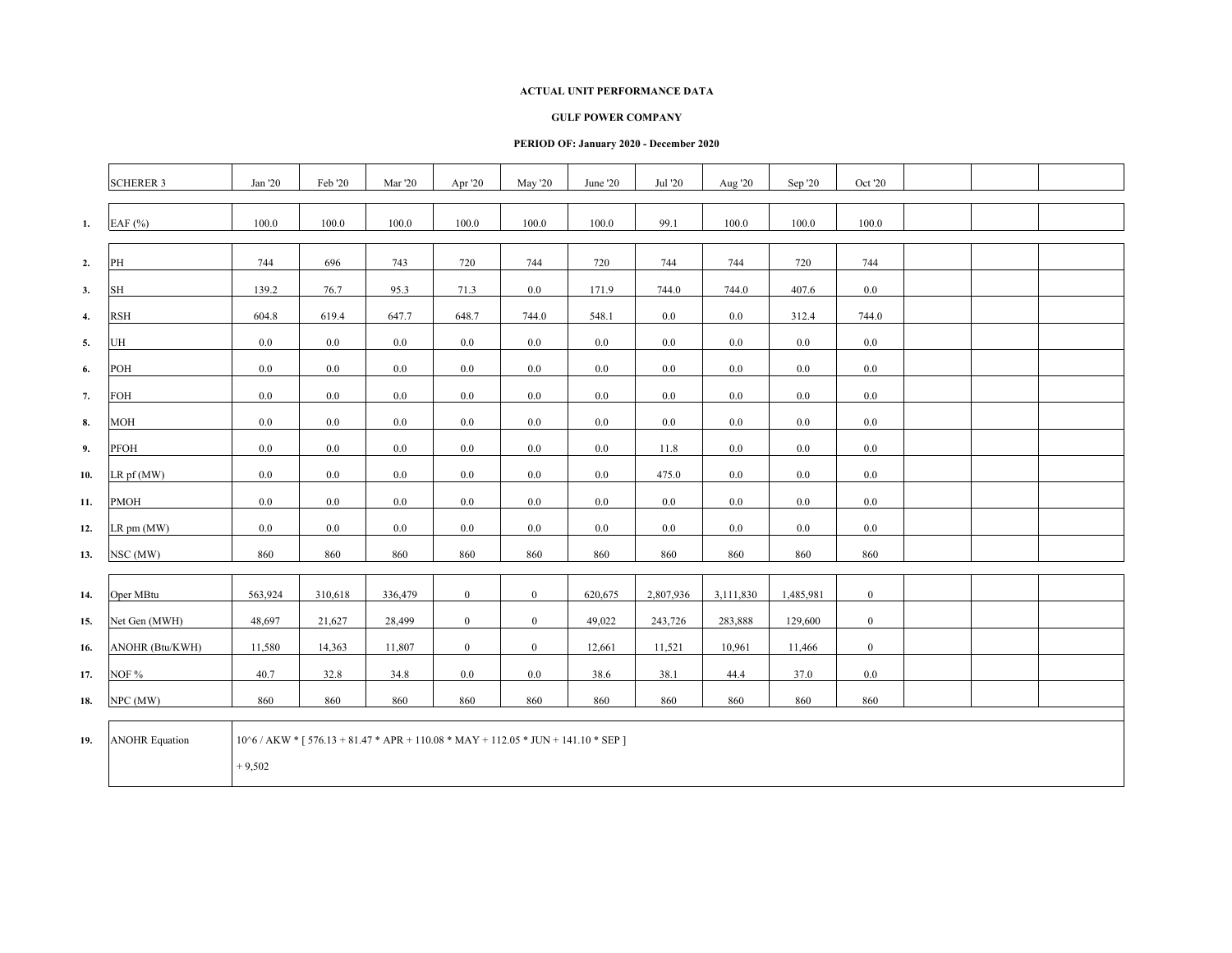**ACTUAL UNIT PERFORMANCE DATA**

**GULF POWER COMPANY**

**PERIOD OF: January 2020 - December 2020**

| | SCHERER 3 | Jan '20 | Feb '20 | Mar '20 | Apr '20 | May '20 | June '20 | Jul '20 | Aug '20 | Sep '20 | Oct '20 | | | |
|---|---|---|---|---|---|---|---|---|---|---|---|---|---|---|
| **1.** | EAF (%) | 100.0 | 100.0 | 100.0 | 100.0 | 100.0 | 100.0 | 99.1 | 100.0 | 100.0 | 100.0 | | | |
| **2.** | PH | 744 | 696 | 743 | 720 | 744 | 720 | 744 | 744 | 720 | 744 | | | |
| **3.** | SH | 139.2 | 76.7 | 95.3 | 71.3 | 0.0 | 171.9 | 744.0 | 744.0 | 407.6 | 0.0 | | | |
| **4.** | RSH | 604.8 | 619.4 | 647.7 | 648.7 | 744.0 | 548.1 | 0.0 | 0.0 | 312.4 | 744.0 | | | |
| **5.** | UH | 0.0 | 0.0 | 0.0 | 0.0 | 0.0 | 0.0 | 0.0 | 0.0 | 0.0 | 0.0 | | | |
| **6.** | POH | 0.0 | 0.0 | 0.0 | 0.0 | 0.0 | 0.0 | 0.0 | 0.0 | 0.0 | 0.0 | | | |
| **7.** | FOH | 0.0 | 0.0 | 0.0 | 0.0 | 0.0 | 0.0 | 0.0 | 0.0 | 0.0 | 0.0 | | | |
| **8.** | MOH | 0.0 | 0.0 | 0.0 | 0.0 | 0.0 | 0.0 | 0.0 | 0.0 | 0.0 | 0.0 | | | |
| **9.** | PFOH | 0.0 | 0.0 | 0.0 | 0.0 | 0.0 | 0.0 | 11.8 | 0.0 | 0.0 | 0.0 | | | |
| **10.** | LR pf (MW) | 0.0 | 0.0 | 0.0 | 0.0 | 0.0 | 0.0 | 475.0 | 0.0 | 0.0 | 0.0 | | | |
| **11.** | PMOH | 0.0 | 0.0 | 0.0 | 0.0 | 0.0 | 0.0 | 0.0 | 0.0 | 0.0 | 0.0 | | | |
| **12.** | LR pm (MW) | 0.0 | 0.0 | 0.0 | 0.0 | 0.0 | 0.0 | 0.0 | 0.0 | 0.0 | 0.0 | | | |
| **13.** | NSC (MW) | 860 | 860 | 860 | 860 | 860 | 860 | 860 | 860 | 860 | 860 | | | |
| **14.** | Oper MBtu | 563,924 | 310,618 | 336,479 | 0 | 0 | 620,675 | 2,807,936 | 3,111,830 | 1,485,981 | 0 | | | |
| **15.** | Net Gen (MWH) | 48,697 | 21,627 | 28,499 | 0 | 0 | 49,022 | 243,726 | 283,888 | 129,600 | 0 | | | |
| **16.** | ANOHR (Btu/KWH) | 11,580 | 14,363 | 11,807 | 0 | 0 | 12,661 | 11,521 | 10,961 | 11,466 | 0 | | | |
| **17.** | NOF % | 40.7 | 32.8 | 34.8 | 0.0 | 0.0 | 38.6 | 38.1 | 44.4 | 37.0 | 0.0 | | | |
| **18.** | NPC (MW) | 860 | 860 | 860 | 860 | 860 | 860 | 860 | 860 | 860 | 860 | | | |
| **19.** | ANOHR Equation | 10^6 / AKW * [ 576.13 + 81.47 * APR + 110.08 * MAY + 112.05 * JUN + 141.10 * SEP ] + 9,502 | | | | | | | | | | | | |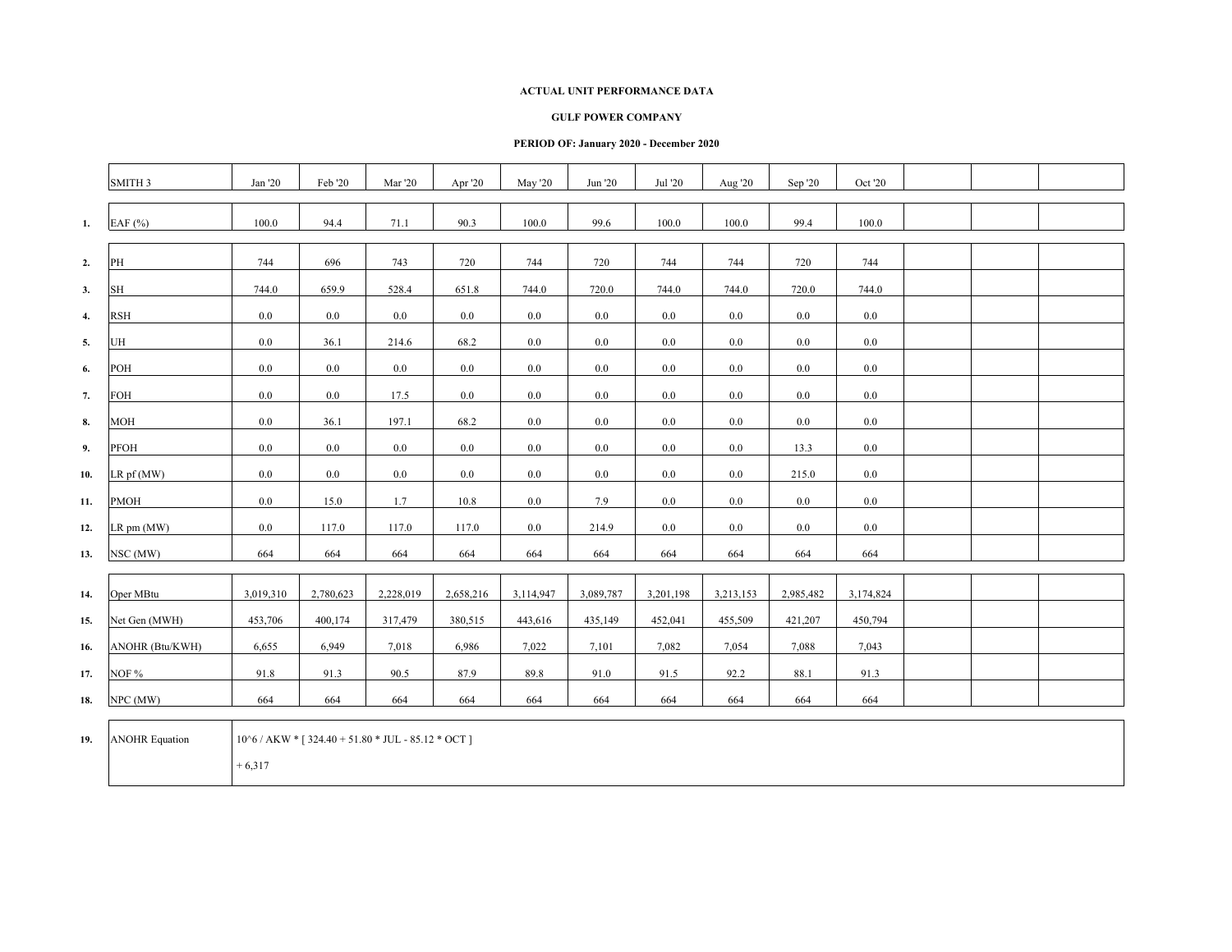**ACTUAL UNIT PERFORMANCE DATA**

**GULF POWER COMPANY**

**PERIOD OF: January 2020 - December 2020**

| | SMITH 3 | Jan '20 | Feb '20 | Mar '20 | Apr '20 | May '20 | Jun '20 | Jul '20 | Aug '20 | Sep '20 | Oct '20 | | | |
|---|---|---|---|---|---|---|---|---|---|---|---|---|---|---|
| **1.** | EAF (%) | 100.0 | 94.4 | 71.1 | 90.3 | 100.0 | 99.6 | 100.0 | 100.0 | 99.4 | 100.0 | | | |
| **2.** | PH | 744 | 696 | 743 | 720 | 744 | 720 | 744 | 744 | 720 | 744 | | | |
| **3.** | SH | 744.0 | 659.9 | 528.4 | 651.8 | 744.0 | 720.0 | 744.0 | 744.0 | 720.0 | 744.0 | | | |
| **4.** | RSH | 0.0 | 0.0 | 0.0 | 0.0 | 0.0 | 0.0 | 0.0 | 0.0 | 0.0 | 0.0 | | | |
| **5.** | UH | 0.0 | 36.1 | 214.6 | 68.2 | 0.0 | 0.0 | 0.0 | 0.0 | 0.0 | 0.0 | | | |
| **6.** | POH | 0.0 | 0.0 | 0.0 | 0.0 | 0.0 | 0.0 | 0.0 | 0.0 | 0.0 | 0.0 | | | |
| **7.** | FOH | 0.0 | 0.0 | 17.5 | 0.0 | 0.0 | 0.0 | 0.0 | 0.0 | 0.0 | 0.0 | | | |
| **8.** | MOH | 0.0 | 36.1 | 197.1 | 68.2 | 0.0 | 0.0 | 0.0 | 0.0 | 0.0 | 0.0 | | | |
| **9.** | PFOH | 0.0 | 0.0 | 0.0 | 0.0 | 0.0 | 0.0 | 0.0 | 0.0 | 13.3 | 0.0 | | | |
| **10.** | LR pf (MW) | 0.0 | 0.0 | 0.0 | 0.0 | 0.0 | 0.0 | 0.0 | 0.0 | 215.0 | 0.0 | | | |
| **11.** | PMOH | 0.0 | 15.0 | 1.7 | 10.8 | 0.0 | 7.9 | 0.0 | 0.0 | 0.0 | 0.0 | | | |
| **12.** | LR pm (MW) | 0.0 | 117.0 | 117.0 | 117.0 | 0.0 | 214.9 | 0.0 | 0.0 | 0.0 | 0.0 | | | |
| **13.** | NSC (MW) | 664 | 664 | 664 | 664 | 664 | 664 | 664 | 664 | 664 | 664 | | | |
| **14.** | Oper MBtu | 3,019,310 | 2,780,623 | 2,228,019 | 2,658,216 | 3,114,947 | 3,089,787 | 3,201,198 | 3,213,153 | 2,985,482 | 3,174,824 | | | |
| **15.** | Net Gen (MWH) | 453,706 | 400,174 | 317,479 | 380,515 | 443,616 | 435,149 | 452,041 | 455,509 | 421,207 | 450,794 | | | |
| **16.** | ANOHR (Btu/KWH) | 6,655 | 6,949 | 7,018 | 6,986 | 7,022 | 7,101 | 7,082 | 7,054 | 7,088 | 7,043 | | | |
| **17.** | NOF % | 91.8 | 91.3 | 90.5 | 87.9 | 89.8 | 91.0 | 91.5 | 92.2 | 88.1 | 91.3 | | | |
| **18.** | NPC (MW) | 664 | 664 | 664 | 664 | 664 | 664 | 664 | 664 | 664 | 664 | | | |
| **19.** | ANOHR Equation | 10^6 / AKW * [ 324.40 + 51.80 * JUL - 85.12 * OCT ] + 6,317 | | | | | | | | | | | | |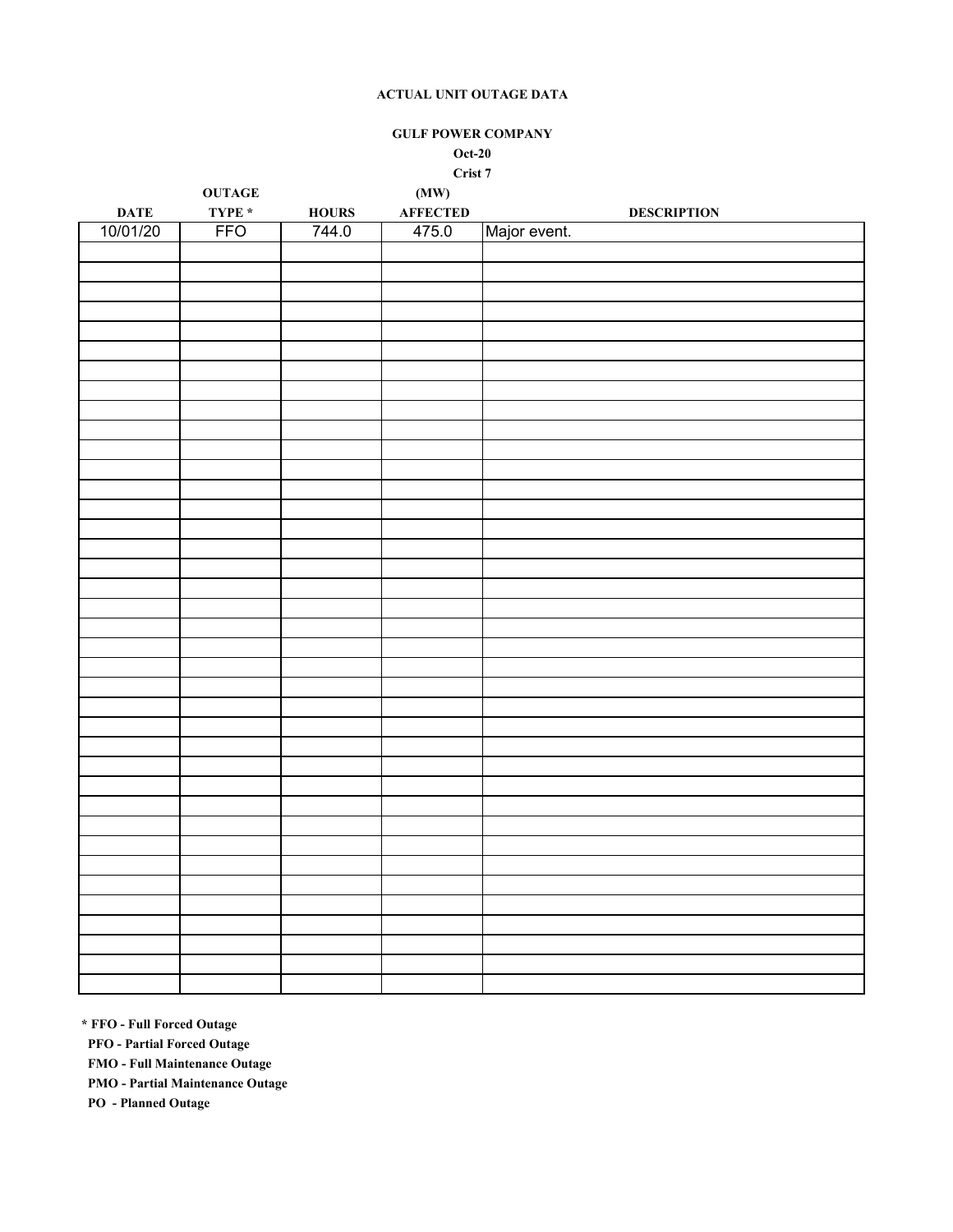**ACTUAL UNIT OUTAGE DATA**

**GULF POWER COMPANY**

**Oct-20**

**Crist 7**

| DATE | OUTAGE TYPE * | HOURS | (MW) AFFECTED | DESCRIPTION |
|---|---|---|---|---|
| 10/01/20 | FFO | 744.0 | 475.0 | Major event. |

**\* FFO - Full Forced Outage**

**PFO - Partial Forced Outage**

**FMO - Full Maintenance Outage**

**PMO - Partial Maintenance Outage**

**PO - Planned Outage**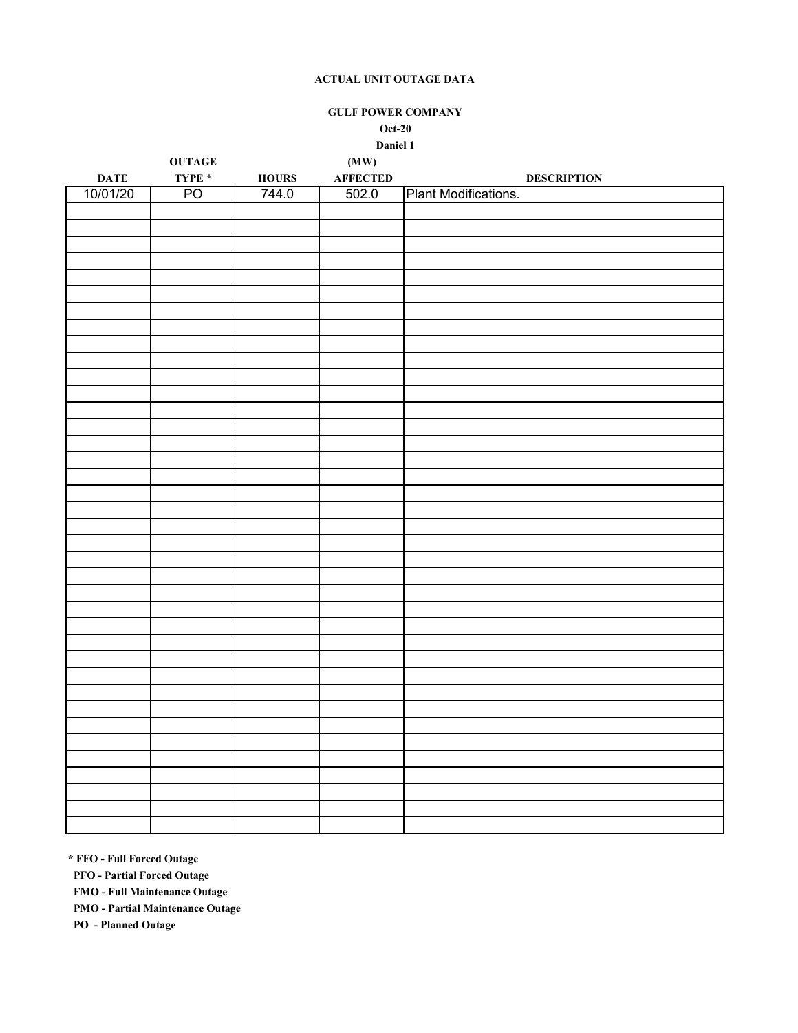**ACTUAL UNIT OUTAGE DATA**

**GULF POWER COMPANY**

**Oct-20**

**Daniel 1**

| DATE | OUTAGE TYPE * | HOURS | (MW) AFFECTED | DESCRIPTION |
|---|---|---|---|---|
| 10/01/20 | PO | 744.0 | 502.0 | Plant Modifications. |

**\* FFO - Full Forced Outage**

**PFO - Partial Forced Outage**

**FMO - Full Maintenance Outage**

**PMO - Partial Maintenance Outage**

**PO - Planned Outage**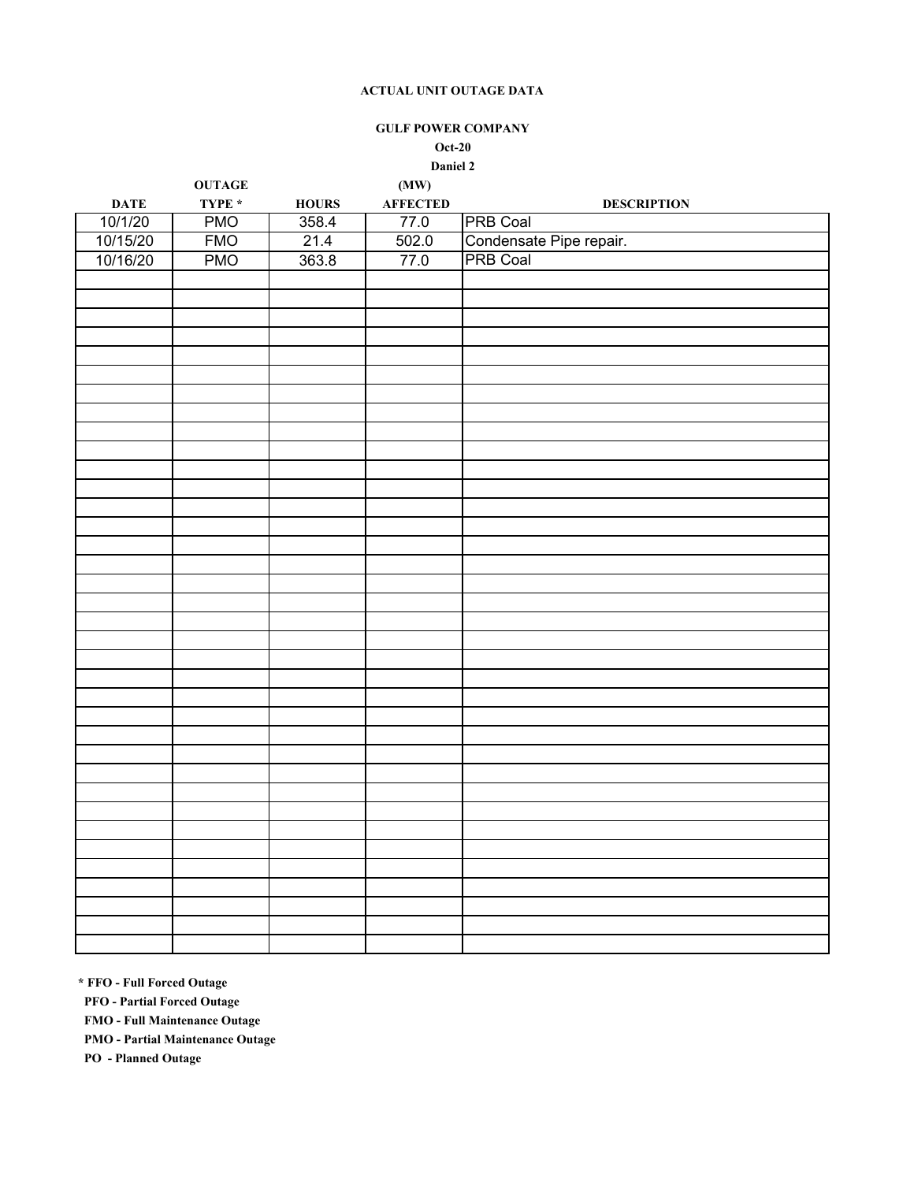**ACTUAL UNIT OUTAGE DATA**

**GULF POWER COMPANY**

**Oct-20**

**Daniel 2**

| DATE | OUTAGE TYPE * | HOURS | (MW) AFFECTED | DESCRIPTION |
|---|---|---|---|---|
| 10/1/20 | PMO | 358.4 | 77.0 | PRB Coal |
| 10/15/20 | FMO | 21.4 | 502.0 | Condensate Pipe repair. |
| 10/16/20 | PMO | 363.8 | 77.0 | PRB Coal |

**\* FFO - Full Forced Outage**

**PFO - Partial Forced Outage**

**FMO - Full Maintenance Outage**

**PMO - Partial Maintenance Outage**

**PO - Planned Outage**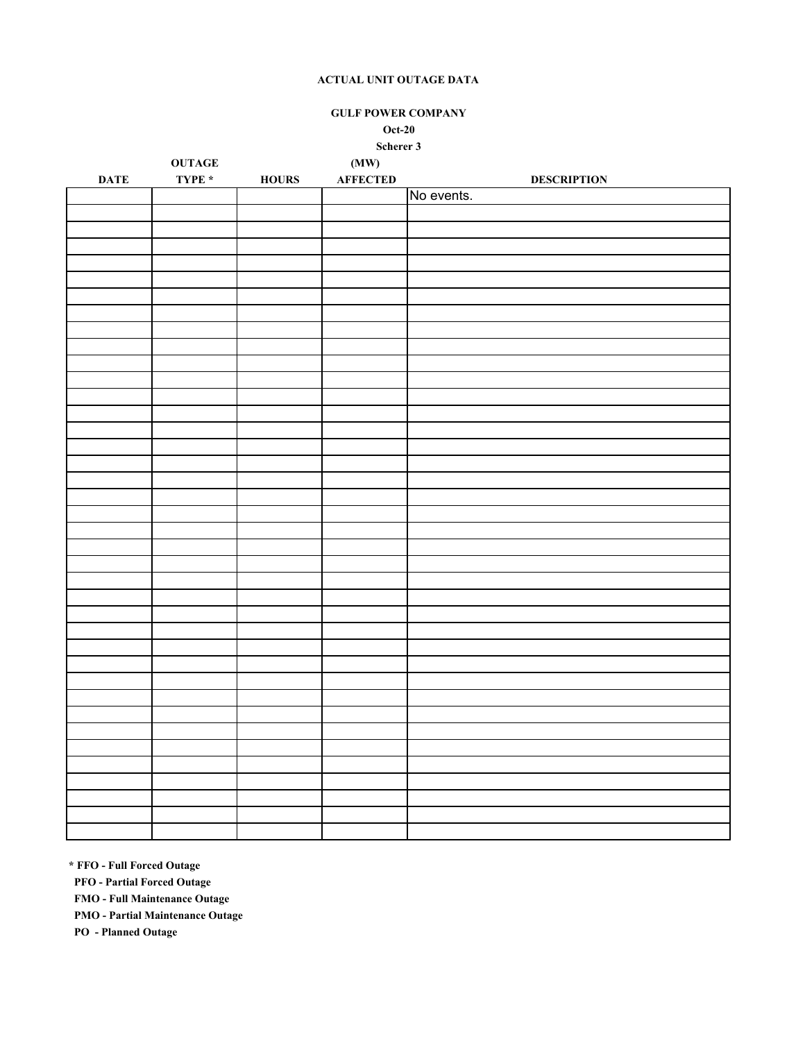**ACTUAL UNIT OUTAGE DATA**

**GULF POWER COMPANY**

**Oct-20**

**Scherer 3**

| DATE | OUTAGE TYPE * | HOURS | (MW) AFFECTED | DESCRIPTION |
|---|---|---|---|---|
| | | | | No events. |

**\* FFO - Full Forced Outage**

**PFO - Partial Forced Outage**

**FMO - Full Maintenance Outage**

**PMO - Partial Maintenance Outage**

**PO - Planned Outage**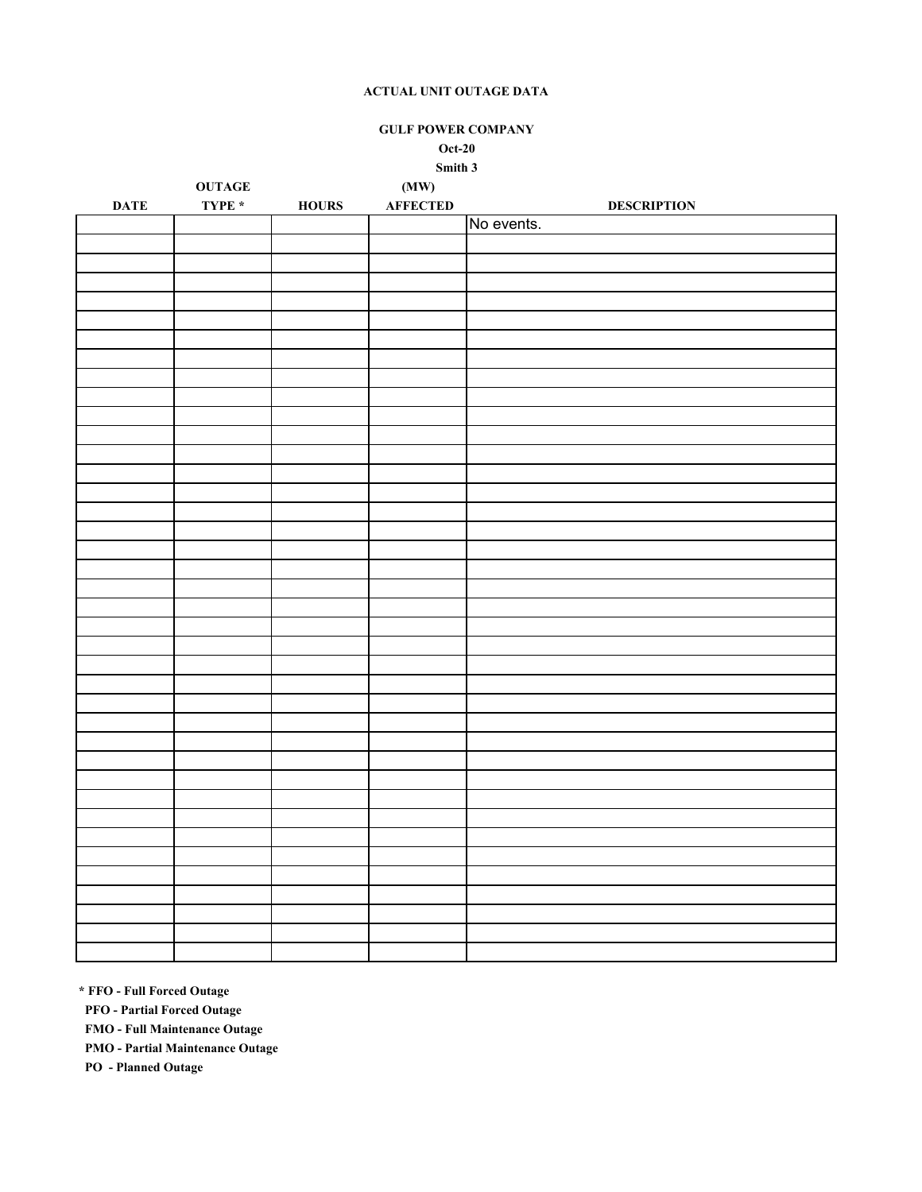**ACTUAL UNIT OUTAGE DATA**

**GULF POWER COMPANY**

**Oct-20**

**Smith 3**

| DATE | OUTAGE TYPE * | HOURS | (MW) AFFECTED | DESCRIPTION |
|---|---|---|---|---|
| | | | | No events. |

**\* FFO - Full Forced Outage**

**PFO - Partial Forced Outage**

**FMO - Full Maintenance Outage**

**PMO - Partial Maintenance Outage**

**PO - Planned Outage**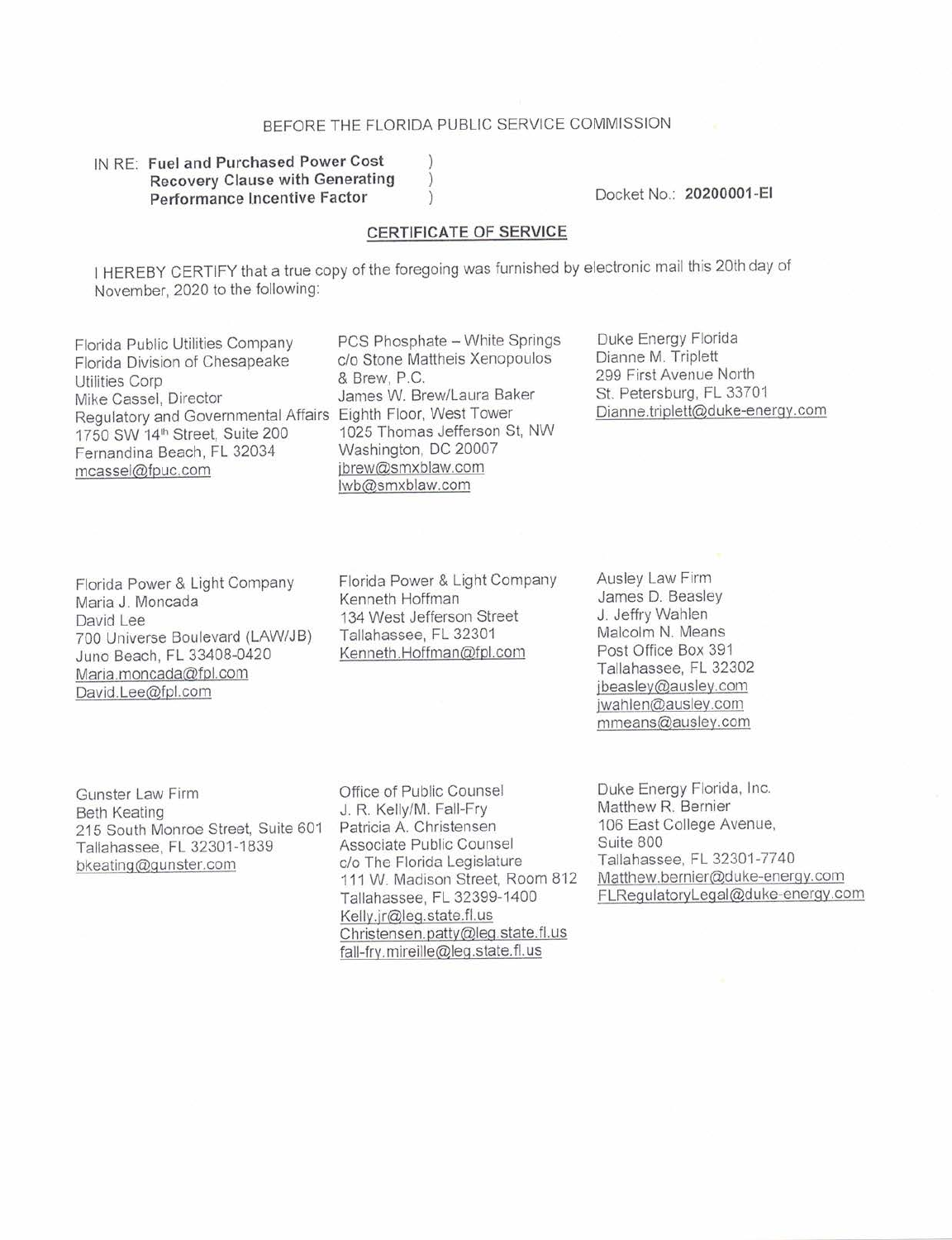BEFORE THE FLORIDA PUBLIC SERVICE COMMISSION

IN RE: **Fuel and Purchased Power Cost Recovery Clause with Generating Performance Incentive Factor**

Docket No.: **20200001-EI**

## CERTIFICATE OF SERVICE

I HEREBY CERTIFY that a true copy of the foregoing was furnished by electronic mail this 20th day of November, 2020 to the following:

Florida Public Utilities Company
Florida Division of Chesapeake Utilities Corp
Mike Cassel, Director
Regulatory and Governmental Affairs
1750 SW 14th Street, Suite 200
Fernandina Beach, FL 32034
mcassel@fpuc.com

PCS Phosphate – White Springs
c/o Stone Mattheis Xenopoulos & Brew, P.C.
James W. Brew/Laura Baker
Eighth Floor, West Tower
1025 Thomas Jefferson St, NW
Washington, DC 20007
jbrew@smxblaw.com
lwb@smxblaw.com

Duke Energy Florida
Dianne M. Triplett
299 First Avenue North
St. Petersburg, FL 33701
Dianne.triplett@duke-energy.com

Florida Power & Light Company
Maria J. Moncada
David Lee
700 Universe Boulevard (LAW/JB)
Juno Beach, FL 33408-0420
Maria.moncada@fpl.com
David.Lee@fpl.com

Florida Power & Light Company
Kenneth Hoffman
134 West Jefferson Street
Tallahassee, FL 32301
Kenneth.Hoffman@fpl.com

Ausley Law Firm
James D. Beasley
J. Jeffry Wahlen
Malcolm N. Means
Post Office Box 391
Tallahassee, FL 32302
jbeasley@ausley.com
jwahlen@ausley.com
mmeans@ausley.com

Gunster Law Firm
Beth Keating
215 South Monroe Street, Suite 601
Tallahassee, FL 32301-1839
bkeating@gunster.com

Office of Public Counsel
J. R. Kelly/M. Fall-Fry
Patricia A. Christensen
Associate Public Counsel
c/o The Florida Legislature
111 W. Madison Street, Room 812
Tallahassee, FL 32399-1400
Kelly.jr@leg.state.fl.us
Christensen.patty@leg.state.fl.us
fall-fry.mireille@leg.state.fl.us

Duke Energy Florida, Inc.
Matthew R. Bernier
106 East College Avenue,
Suite 800
Tallahassee, FL 32301-7740
Matthew.bernier@duke-energy.com
FLRegulatoryLegal@duke-energy.com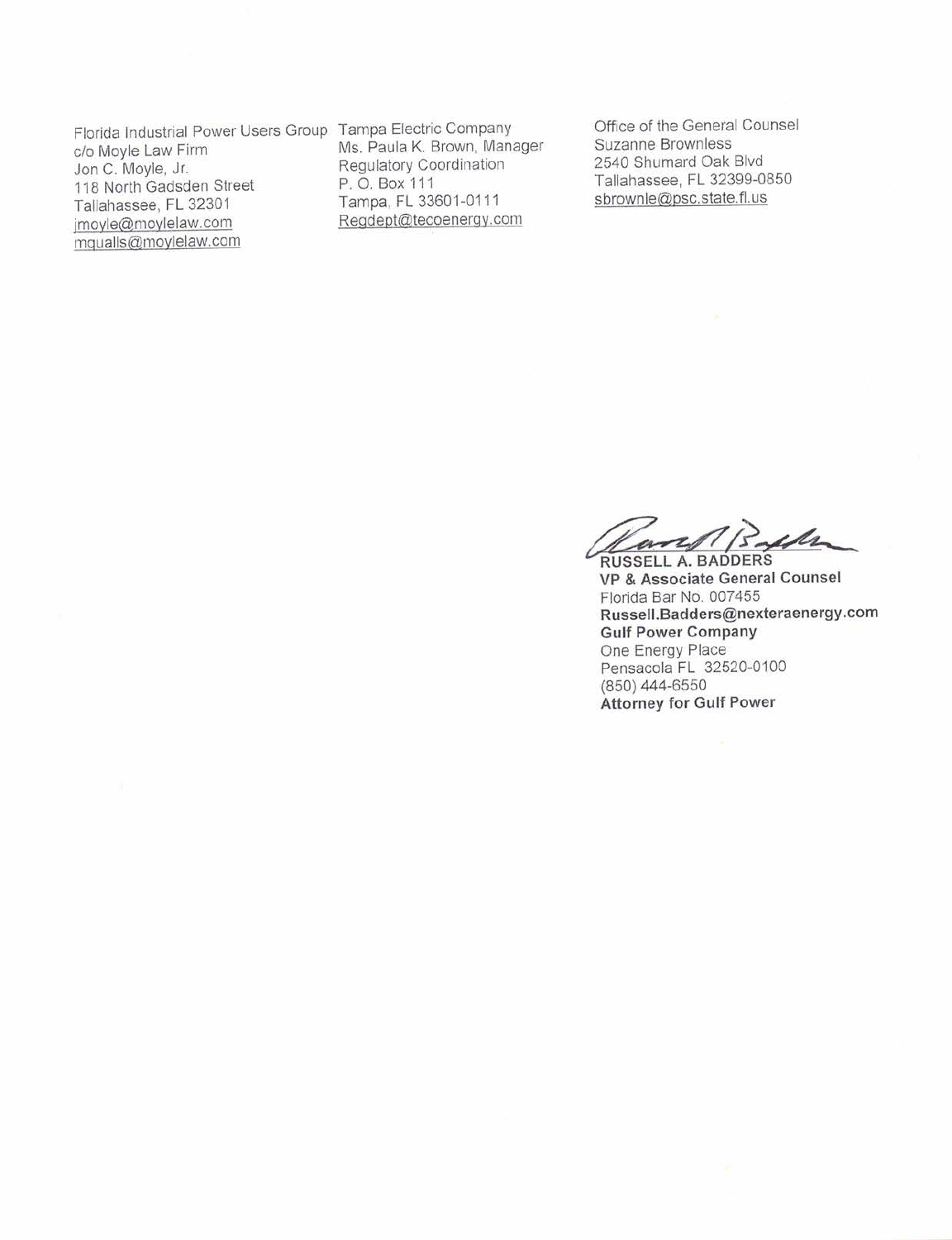Florida Industrial Power Users Group
c/o Moyle Law Firm
Jon C. Moyle, Jr.
118 North Gadsden Street
Tallahassee, FL 32301
jmoyle@moylelaw.com
mqualls@moylelaw.com

Tampa Electric Company
Ms. Paula K. Brown, Manager
Regulatory Coordination
P. O. Box 111
Tampa, FL 33601-0111
Regdept@tecoenergy.com

Office of the General Counsel
Suzanne Brownless
2540 Shumard Oak Blvd
Tallahassee, FL 32399-0850
sbrownle@psc.state.fl.us

**RUSSELL A. BADDERS**
**VP & Associate General Counsel**
Florida Bar No. 007455
**Russell.Badders@nexteraenergy.com**
**Gulf Power Company**
One Energy Place
Pensacola FL 32520-0100
(850) 444-6550
**Attorney for Gulf Power**